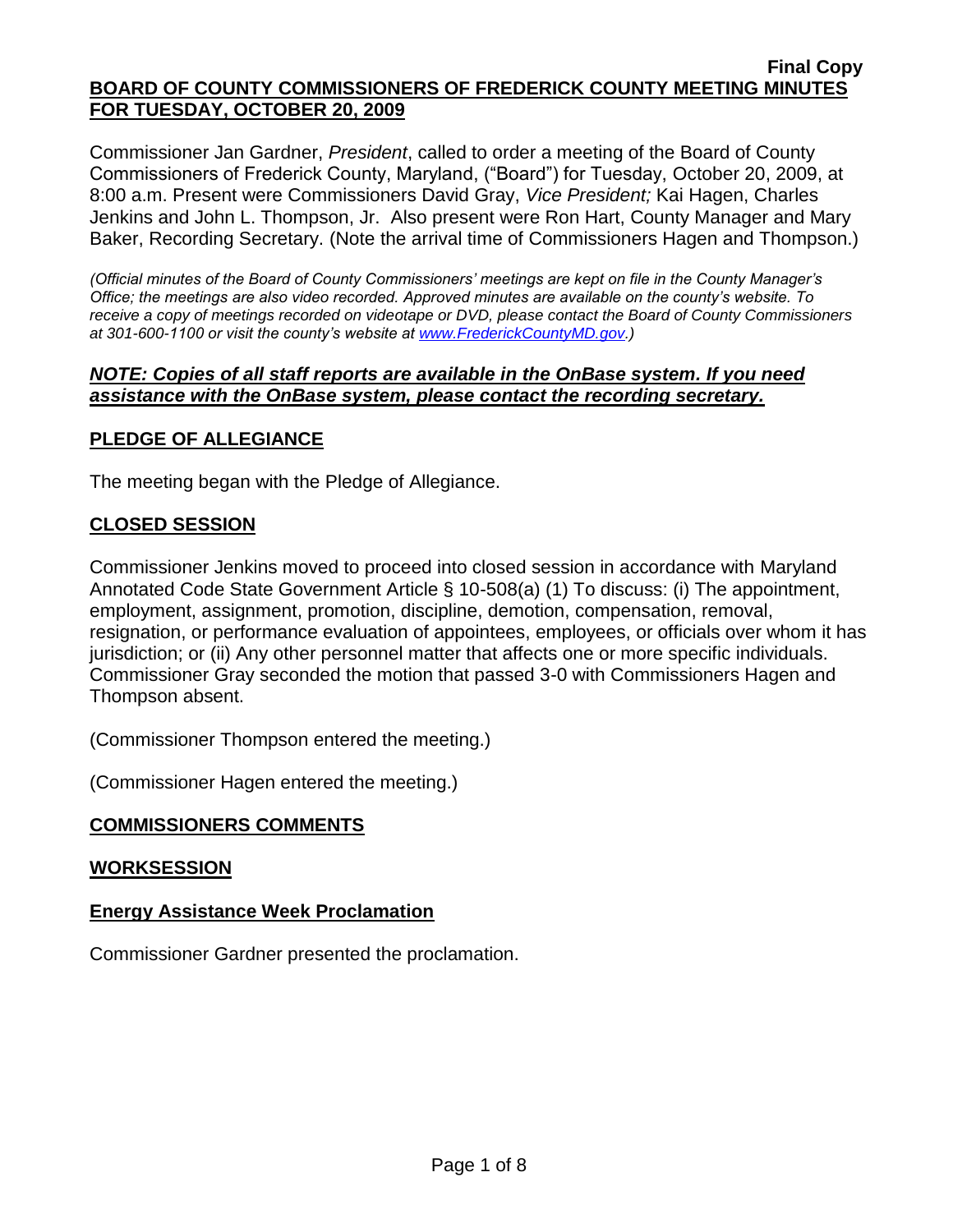**Final Copy**

# BOARD OF COUNTY COMMISSIONERS OF FREDERICK COUNTY MEETING MINUTES FOR TUESDAY, OCTOBER 20, 2009

Commissioner Jan Gardner, *President*, called to order a meeting of the Board of County Commissioners of Frederick County, Maryland, ("Board") for Tuesday, October 20, 2009, at 8:00 a.m. Present were Commissioners David Gray, *Vice President;* Kai Hagen, Charles Jenkins and John L. Thompson, Jr. Also present were Ron Hart, County Manager and Mary Baker, Recording Secretary. (Note the arrival time of Commissioners Hagen and Thompson.)

*(Official minutes of the Board of County Commissioners' meetings are kept on file in the County Manager's Office; the meetings are also video recorded. Approved minutes are available on the county's website. To receive a copy of meetings recorded on videotape or DVD, please contact the Board of County Commissioners at 301-600-1100 or visit the county's website at www.FrederickCountyMD.gov.)*

***NOTE: Copies of all staff reports are available in the OnBase system. If you need assistance with the OnBase system, please contact the recording secretary.***

## PLEDGE OF ALLEGIANCE

The meeting began with the Pledge of Allegiance.

## CLOSED SESSION

Commissioner Jenkins moved to proceed into closed session in accordance with Maryland Annotated Code State Government Article § 10-508(a) (1) To discuss: (i) The appointment, employment, assignment, promotion, discipline, demotion, compensation, removal, resignation, or performance evaluation of appointees, employees, or officials over whom it has jurisdiction; or (ii) Any other personnel matter that affects one or more specific individuals. Commissioner Gray seconded the motion that passed 3-0 with Commissioners Hagen and Thompson absent.

(Commissioner Thompson entered the meeting.)

(Commissioner Hagen entered the meeting.)

## COMMISSIONERS COMMENTS

## WORKSESSION

### Energy Assistance Week Proclamation

Commissioner Gardner presented the proclamation.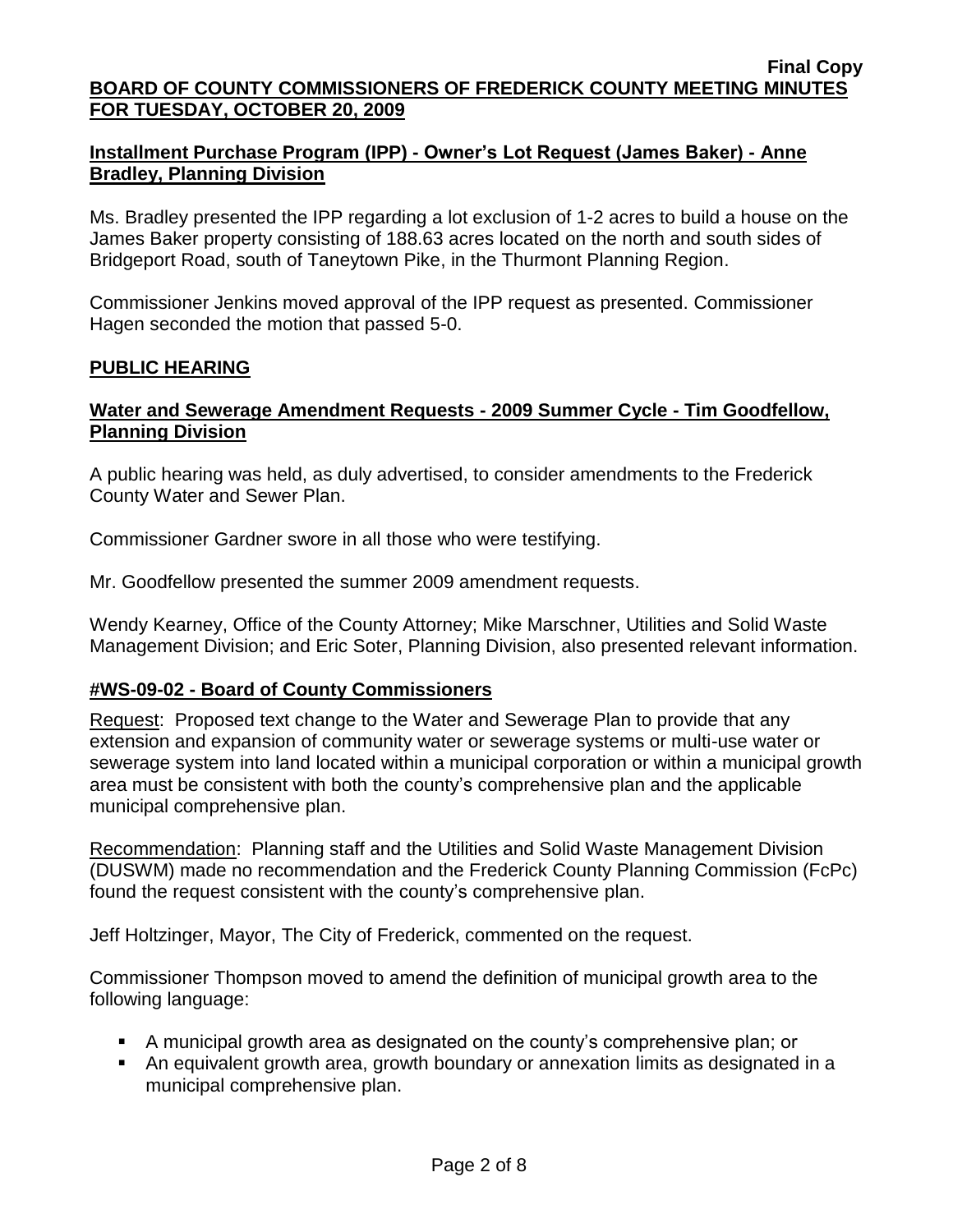## Installment Purchase Program (IPP) - Owner's Lot Request (James Baker) - Anne Bradley, Planning Division

Ms. Bradley presented the IPP regarding a lot exclusion of 1-2 acres to build a house on the James Baker property consisting of 188.63 acres located on the north and south sides of Bridgeport Road, south of Taneytown Pike, in the Thurmont Planning Region.

Commissioner Jenkins moved approval of the IPP request as presented. Commissioner Hagen seconded the motion that passed 5-0.

## PUBLIC HEARING

## Water and Sewerage Amendment Requests - 2009 Summer Cycle - Tim Goodfellow, Planning Division

A public hearing was held, as duly advertised, to consider amendments to the Frederick County Water and Sewer Plan.

Commissioner Gardner swore in all those who were testifying.

Mr. Goodfellow presented the summer 2009 amendment requests.

Wendy Kearney, Office of the County Attorney; Mike Marschner, Utilities and Solid Waste Management Division; and Eric Soter, Planning Division, also presented relevant information.

### #WS-09-02 - Board of County Commissioners

Request: Proposed text change to the Water and Sewerage Plan to provide that any extension and expansion of community water or sewerage systems or multi-use water or sewerage system into land located within a municipal corporation or within a municipal growth area must be consistent with both the county's comprehensive plan and the applicable municipal comprehensive plan.

Recommendation: Planning staff and the Utilities and Solid Waste Management Division (DUSWM) made no recommendation and the Frederick County Planning Commission (FcPc) found the request consistent with the county's comprehensive plan.

Jeff Holtzinger, Mayor, The City of Frederick, commented on the request.

Commissioner Thompson moved to amend the definition of municipal growth area to the following language:

- A municipal growth area as designated on the county's comprehensive plan; or
- An equivalent growth area, growth boundary or annexation limits as designated in a municipal comprehensive plan.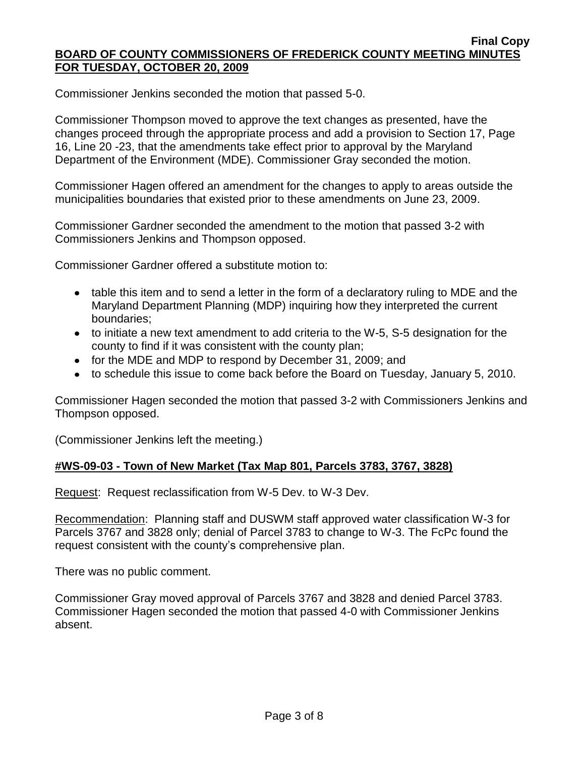Commissioner Jenkins seconded the motion that passed 5-0.

Commissioner Thompson moved to approve the text changes as presented, have the changes proceed through the appropriate process and add a provision to Section 17, Page 16, Line 20 -23, that the amendments take effect prior to approval by the Maryland Department of the Environment (MDE). Commissioner Gray seconded the motion.

Commissioner Hagen offered an amendment for the changes to apply to areas outside the municipalities boundaries that existed prior to these amendments on June 23, 2009.

Commissioner Gardner seconded the amendment to the motion that passed 3-2 with Commissioners Jenkins and Thompson opposed.

Commissioner Gardner offered a substitute motion to:

- table this item and to send a letter in the form of a declaratory ruling to MDE and the Maryland Department Planning (MDP) inquiring how they interpreted the current boundaries;
- to initiate a new text amendment to add criteria to the W-5, S-5 designation for the county to find if it was consistent with the county plan;
- for the MDE and MDP to respond by December 31, 2009; and
- to schedule this issue to come back before the Board on Tuesday, January 5, 2010.

Commissioner Hagen seconded the motion that passed 3-2 with Commissioners Jenkins and Thompson opposed.

(Commissioner Jenkins left the meeting.)

**#WS-09-03 - Town of New Market (Tax Map 801, Parcels 3783, 3767, 3828)**

Request: Request reclassification from W-5 Dev. to W-3 Dev.

Recommendation: Planning staff and DUSWM staff approved water classification W-3 for Parcels 3767 and 3828 only; denial of Parcel 3783 to change to W-3. The FcPc found the request consistent with the county's comprehensive plan.

There was no public comment.

Commissioner Gray moved approval of Parcels 3767 and 3828 and denied Parcel 3783. Commissioner Hagen seconded the motion that passed 4-0 with Commissioner Jenkins absent.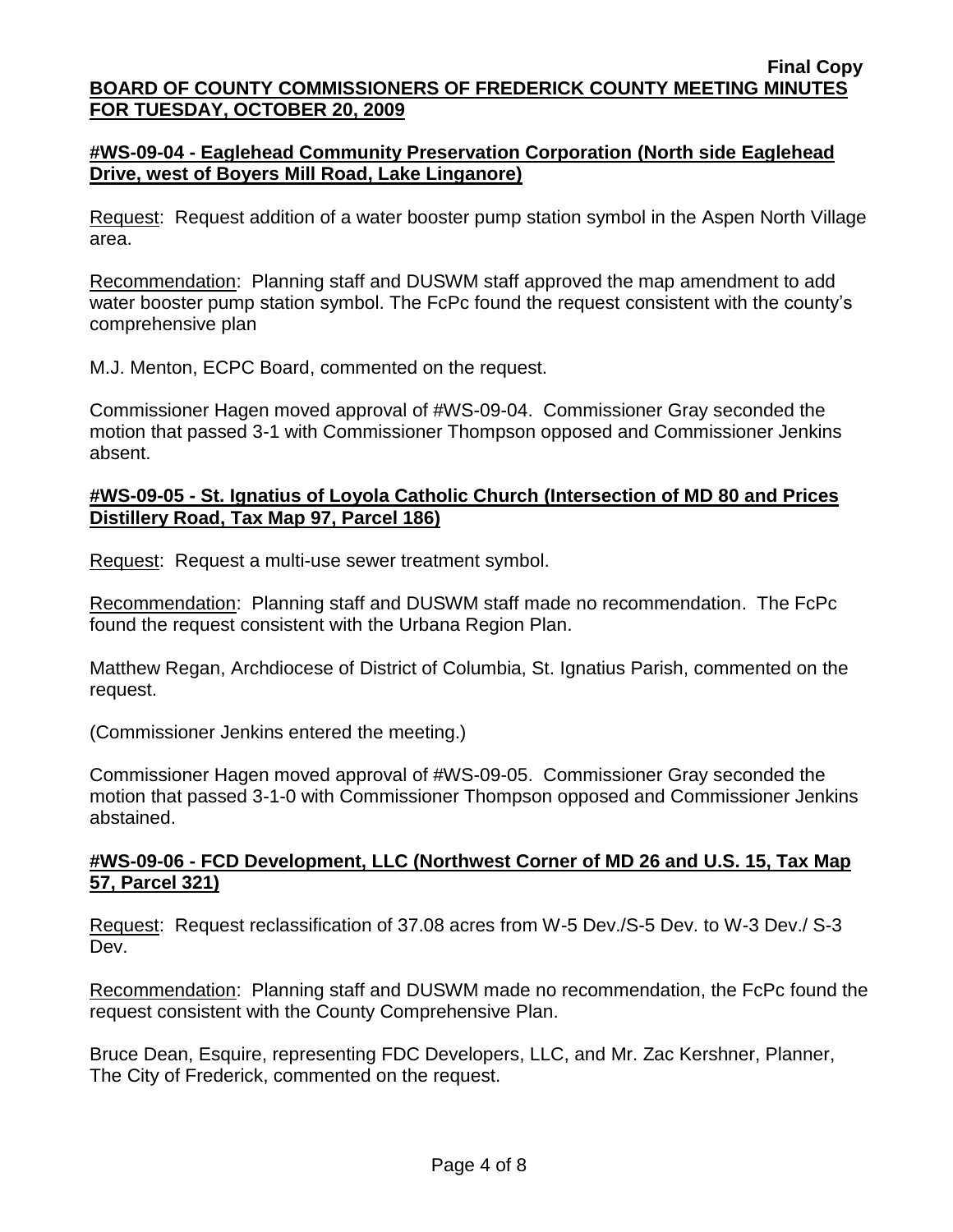#WS-09-04 - Eaglehead Community Preservation Corporation (North side Eaglehead Drive, west of Boyers Mill Road, Lake Linganore)

Request: Request addition of a water booster pump station symbol in the Aspen North Village area.

Recommendation: Planning staff and DUSWM staff approved the map amendment to add water booster pump station symbol. The FcPc found the request consistent with the county's comprehensive plan

M.J. Menton, ECPC Board, commented on the request.

Commissioner Hagen moved approval of #WS-09-04. Commissioner Gray seconded the motion that passed 3-1 with Commissioner Thompson opposed and Commissioner Jenkins absent.

#WS-09-05 - St. Ignatius of Loyola Catholic Church (Intersection of MD 80 and Prices Distillery Road, Tax Map 97, Parcel 186)

Request: Request a multi-use sewer treatment symbol.

Recommendation: Planning staff and DUSWM staff made no recommendation. The FcPc found the request consistent with the Urbana Region Plan.

Matthew Regan, Archdiocese of District of Columbia, St. Ignatius Parish, commented on the request.

(Commissioner Jenkins entered the meeting.)

Commissioner Hagen moved approval of #WS-09-05. Commissioner Gray seconded the motion that passed 3-1-0 with Commissioner Thompson opposed and Commissioner Jenkins abstained.

#WS-09-06 - FCD Development, LLC (Northwest Corner of MD 26 and U.S. 15, Tax Map 57, Parcel 321)

Request: Request reclassification of 37.08 acres from W-5 Dev./S-5 Dev. to W-3 Dev./ S-3 Dev.

Recommendation: Planning staff and DUSWM made no recommendation, the FcPc found the request consistent with the County Comprehensive Plan.

Bruce Dean, Esquire, representing FDC Developers, LLC, and Mr. Zac Kershner, Planner, The City of Frederick, commented on the request.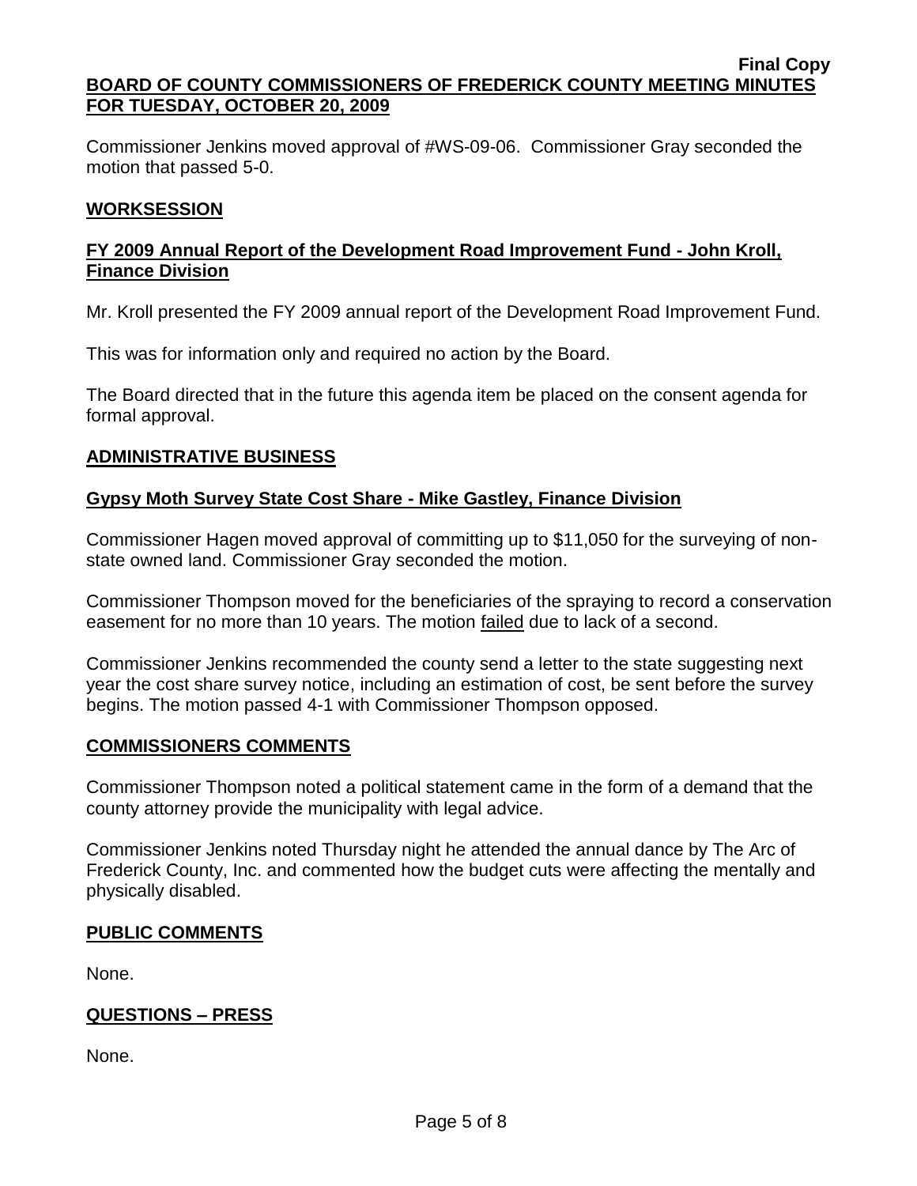Commissioner Jenkins moved approval of #WS-09-06. Commissioner Gray seconded the motion that passed 5-0.

## WORKSESSION

### FY 2009 Annual Report of the Development Road Improvement Fund - John Kroll, Finance Division

Mr. Kroll presented the FY 2009 annual report of the Development Road Improvement Fund.

This was for information only and required no action by the Board.

The Board directed that in the future this agenda item be placed on the consent agenda for formal approval.

## ADMINISTRATIVE BUSINESS

### Gypsy Moth Survey State Cost Share - Mike Gastley, Finance Division

Commissioner Hagen moved approval of committing up to $11,050 for the surveying of non-state owned land. Commissioner Gray seconded the motion.

Commissioner Thompson moved for the beneficiaries of the spraying to record a conservation easement for no more than 10 years. The motion failed due to lack of a second.

Commissioner Jenkins recommended the county send a letter to the state suggesting next year the cost share survey notice, including an estimation of cost, be sent before the survey begins. The motion passed 4-1 with Commissioner Thompson opposed.

## COMMISSIONERS COMMENTS

Commissioner Thompson noted a political statement came in the form of a demand that the county attorney provide the municipality with legal advice.

Commissioner Jenkins noted Thursday night he attended the annual dance by The Arc of Frederick County, Inc. and commented how the budget cuts were affecting the mentally and physically disabled.

## PUBLIC COMMENTS

None.

## QUESTIONS – PRESS

None.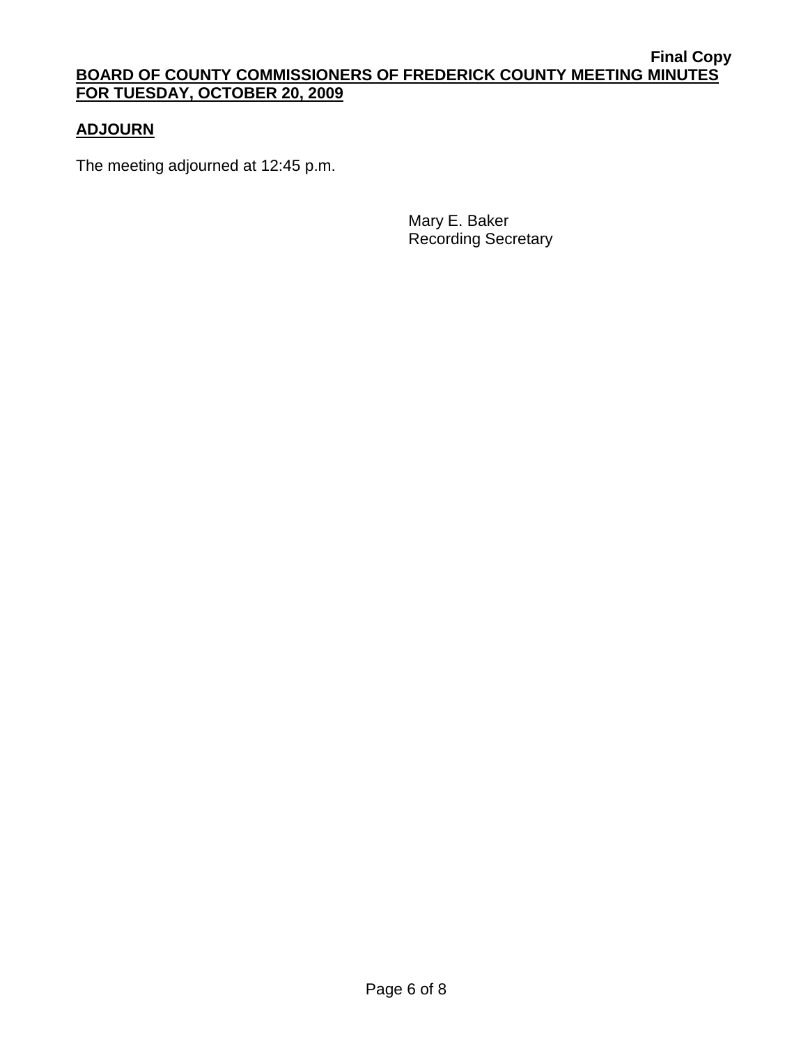## ADJOURN

The meeting adjourned at 12:45 p.m.

Mary E. Baker
Recording Secretary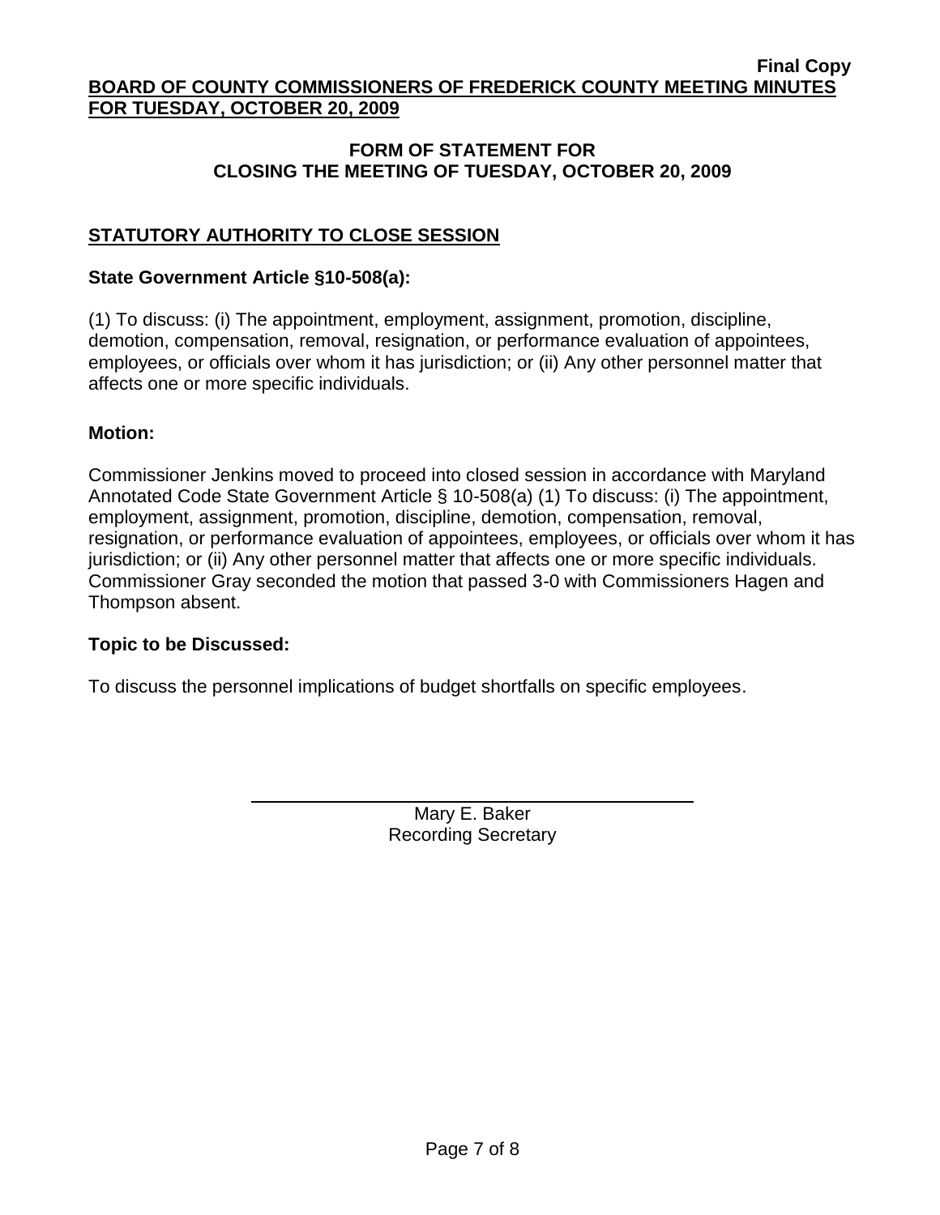**Final Copy**

**BOARD OF COUNTY COMMISSIONERS OF FREDERICK COUNTY MEETING MINUTES FOR TUESDAY, OCTOBER 20, 2009**

## FORM OF STATEMENT FOR CLOSING THE MEETING OF TUESDAY, OCTOBER 20, 2009

### STATUTORY AUTHORITY TO CLOSE SESSION

**State Government Article §10-508(a):**

(1) To discuss: (i) The appointment, employment, assignment, promotion, discipline, demotion, compensation, removal, resignation, or performance evaluation of appointees, employees, or officials over whom it has jurisdiction; or (ii) Any other personnel matter that affects one or more specific individuals.

**Motion:**

Commissioner Jenkins moved to proceed into closed session in accordance with Maryland Annotated Code State Government Article § 10-508(a) (1) To discuss: (i) The appointment, employment, assignment, promotion, discipline, demotion, compensation, removal, resignation, or performance evaluation of appointees, employees, or officials over whom it has jurisdiction; or (ii) Any other personnel matter that affects one or more specific individuals. Commissioner Gray seconded the motion that passed 3-0 with Commissioners Hagen and Thompson absent.

**Topic to be Discussed:**

To discuss the personnel implications of budget shortfalls on specific employees.

Mary E. Baker
Recording Secretary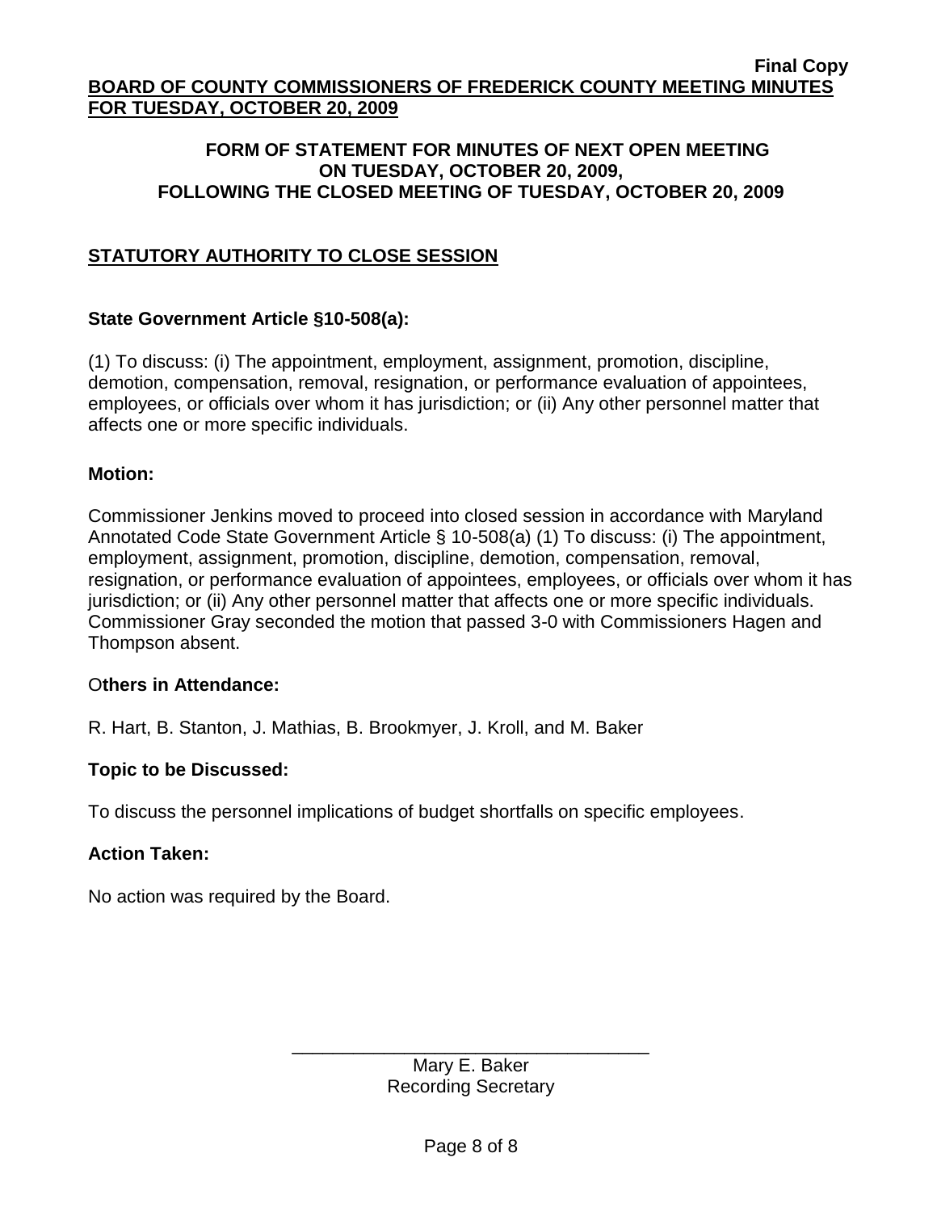**Final Copy**

**BOARD OF COUNTY COMMISSIONERS OF FREDERICK COUNTY MEETING MINUTES FOR TUESDAY, OCTOBER 20, 2009**

**FORM OF STATEMENT FOR MINUTES OF NEXT OPEN MEETING ON TUESDAY, OCTOBER 20, 2009, FOLLOWING THE CLOSED MEETING OF TUESDAY, OCTOBER 20, 2009**

## STATUTORY AUTHORITY TO CLOSE SESSION

### State Government Article §10-508(a):

(1) To discuss: (i) The appointment, employment, assignment, promotion, discipline, demotion, compensation, removal, resignation, or performance evaluation of appointees, employees, or officials over whom it has jurisdiction; or (ii) Any other personnel matter that affects one or more specific individuals.

### Motion:

Commissioner Jenkins moved to proceed into closed session in accordance with Maryland Annotated Code State Government Article § 10-508(a) (1) To discuss: (i) The appointment, employment, assignment, promotion, discipline, demotion, compensation, removal, resignation, or performance evaluation of appointees, employees, or officials over whom it has jurisdiction; or (ii) Any other personnel matter that affects one or more specific individuals. Commissioner Gray seconded the motion that passed 3-0 with Commissioners Hagen and Thompson absent.

### Others in Attendance:

R. Hart, B. Stanton, J. Mathias, B. Brookmyer, J. Kroll, and M. Baker

### Topic to be Discussed:

To discuss the personnel implications of budget shortfalls on specific employees.

### Action Taken:

No action was required by the Board.

\_\_\_\_\_\_\_\_\_\_\_\_\_\_\_\_\_\_\_\_\_\_\_\_\_\_\_\_\_\_\_\_\_\_\_

Mary E. Baker
Recording Secretary